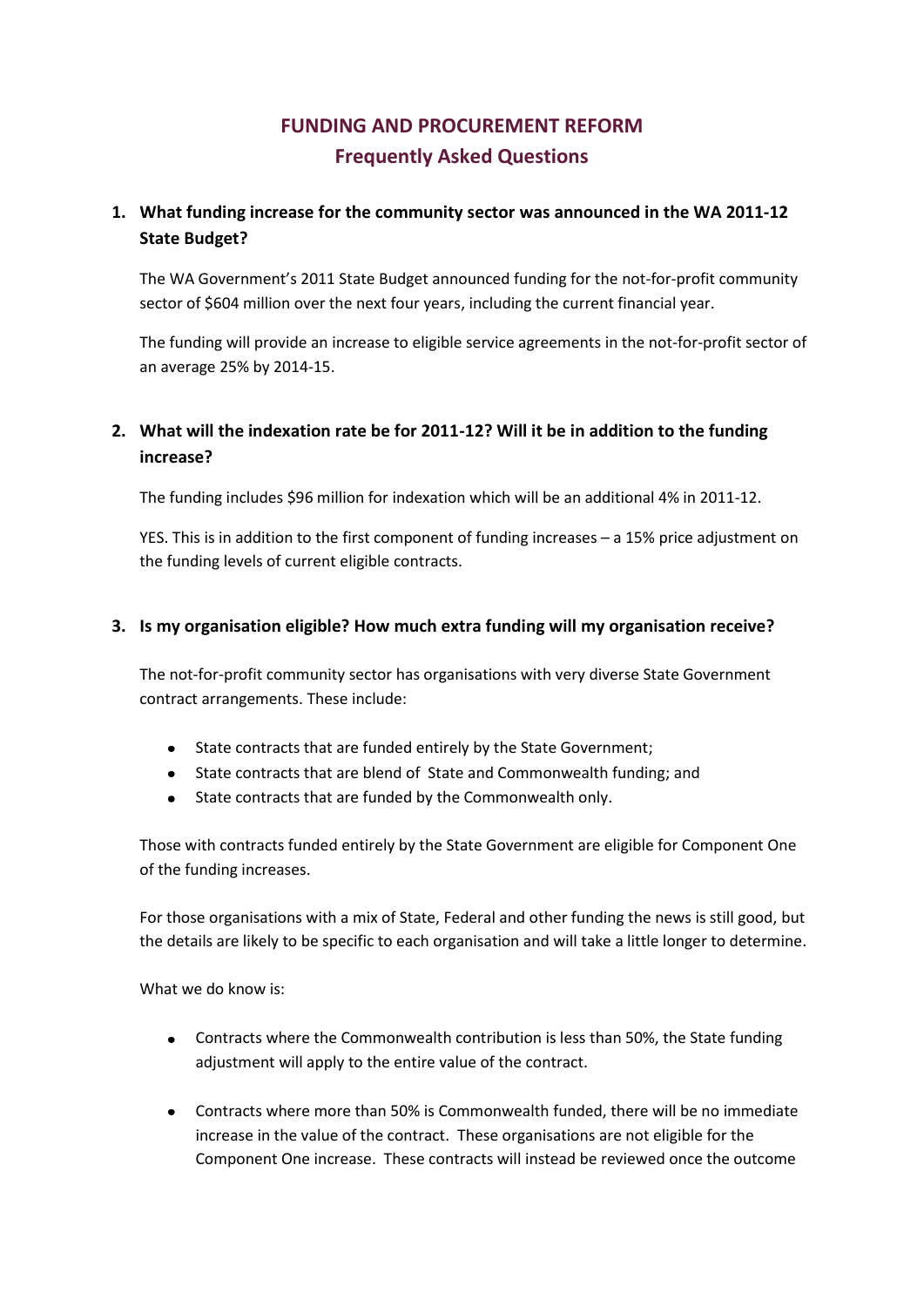# FUNDING AND PROCUREMENT REFORM
## Frequently Asked Questions

### 1. What funding increase for the community sector was announced in the WA 2011-12 State Budget?

The WA Government's 2011 State Budget announced funding for the not-for-profit community sector of $604 million over the next four years, including the current financial year.

The funding will provide an increase to eligible service agreements in the not-for-profit sector of an average 25% by 2014-15.

### 2. What will the indexation rate be for 2011-12? Will it be in addition to the funding increase?

The funding includes $96 million for indexation which will be an additional 4% in 2011-12.

YES. This is in addition to the first component of funding increases – a 15% price adjustment on the funding levels of current eligible contracts.

### 3. Is my organisation eligible? How much extra funding will my organisation receive?

The not-for-profit community sector has organisations with very diverse State Government contract arrangements. These include:

- State contracts that are funded entirely by the State Government;
- State contracts that are blend of State and Commonwealth funding; and
- State contracts that are funded by the Commonwealth only.

Those with contracts funded entirely by the State Government are eligible for Component One of the funding increases.

For those organisations with a mix of State, Federal and other funding the news is still good, but the details are likely to be specific to each organisation and will take a little longer to determine.

What we do know is:

- Contracts where the Commonwealth contribution is less than 50%, the State funding adjustment will apply to the entire value of the contract.

- Contracts where more than 50% is Commonwealth funded, there will be no immediate increase in the value of the contract. These organisations are not eligible for the Component One increase. These contracts will instead be reviewed once the outcome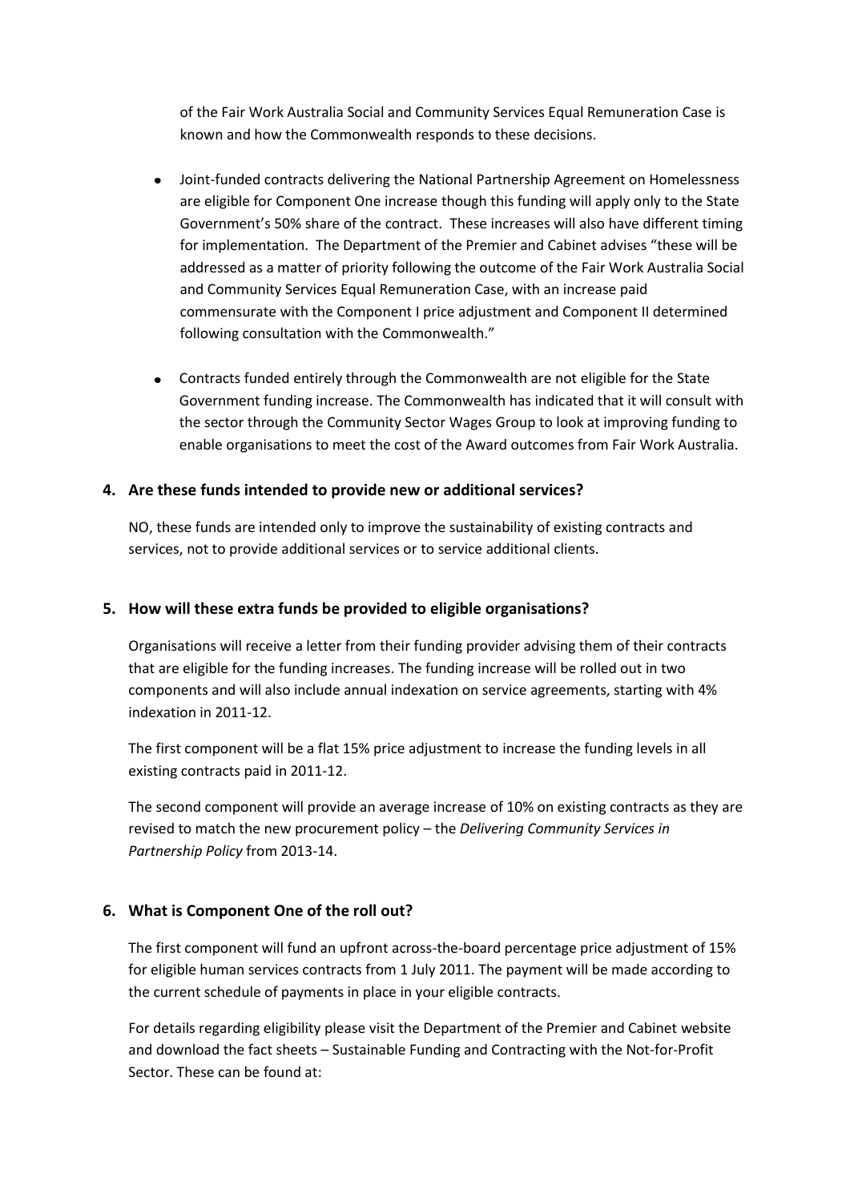of the Fair Work Australia Social and Community Services Equal Remuneration Case is known and how the Commonwealth responds to these decisions.

- Joint-funded contracts delivering the National Partnership Agreement on Homelessness are eligible for Component One increase though this funding will apply only to the State Government's 50% share of the contract. These increases will also have different timing for implementation. The Department of the Premier and Cabinet advises "these will be addressed as a matter of priority following the outcome of the Fair Work Australia Social and Community Services Equal Remuneration Case, with an increase paid commensurate with the Component I price adjustment and Component II determined following consultation with the Commonwealth."

- Contracts funded entirely through the Commonwealth are not eligible for the State Government funding increase. The Commonwealth has indicated that it will consult with the sector through the Community Sector Wages Group to look at improving funding to enable organisations to meet the cost of the Award outcomes from Fair Work Australia.

## 4. Are these funds intended to provide new or additional services?

NO, these funds are intended only to improve the sustainability of existing contracts and services, not to provide additional services or to service additional clients.

## 5. How will these extra funds be provided to eligible organisations?

Organisations will receive a letter from their funding provider advising them of their contracts that are eligible for the funding increases. The funding increase will be rolled out in two components and will also include annual indexation on service agreements, starting with 4% indexation in 2011-12.

The first component will be a flat 15% price adjustment to increase the funding levels in all existing contracts paid in 2011-12.

The second component will provide an average increase of 10% on existing contracts as they are revised to match the new procurement policy – the *Delivering Community Services in Partnership Policy* from 2013-14.

## 6. What is Component One of the roll out?

The first component will fund an upfront across-the-board percentage price adjustment of 15% for eligible human services contracts from 1 July 2011. The payment will be made according to the current schedule of payments in place in your eligible contracts.

For details regarding eligibility please visit the Department of the Premier and Cabinet website and download the fact sheets – Sustainable Funding and Contracting with the Not-for-Profit Sector. These can be found at: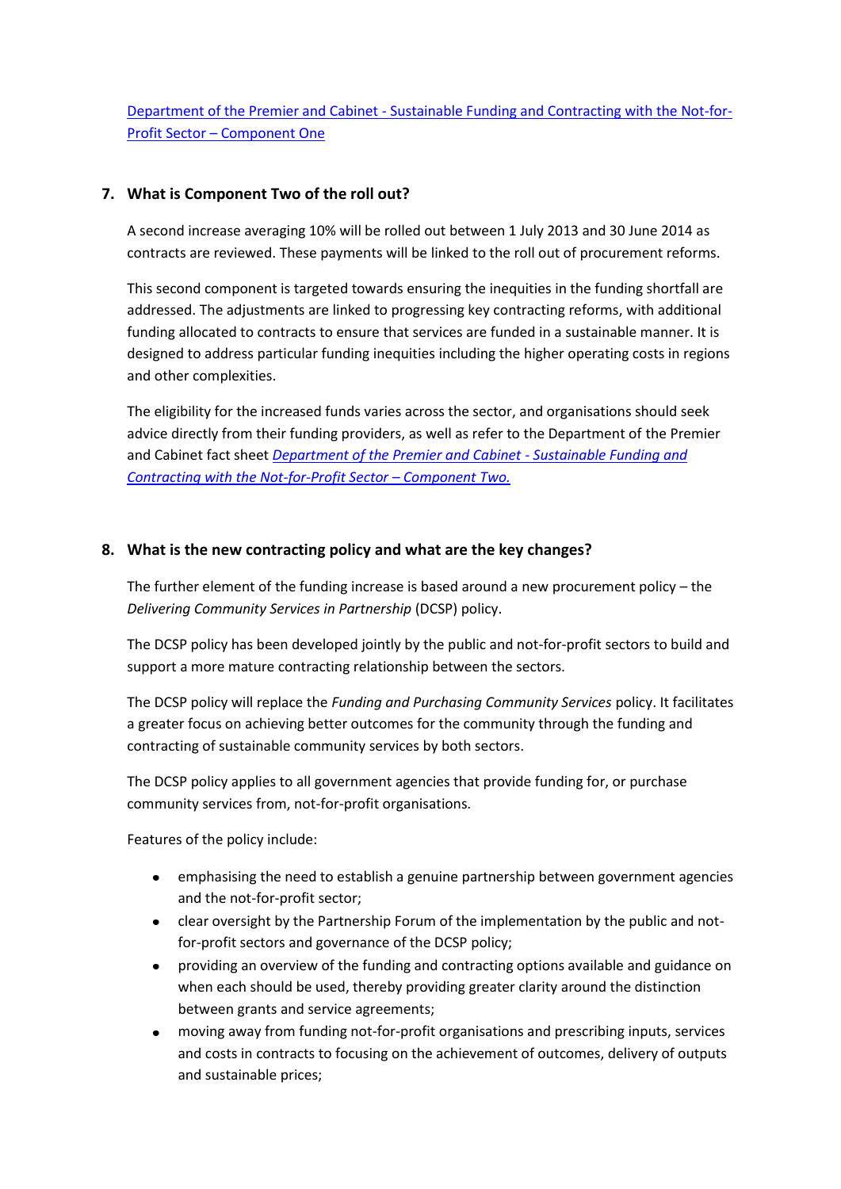Department of the Premier and Cabinet - Sustainable Funding and Contracting with the Not-for-Profit Sector – Component One

## 7. What is Component Two of the roll out?

A second increase averaging 10% will be rolled out between 1 July 2013 and 30 June 2014 as contracts are reviewed. These payments will be linked to the roll out of procurement reforms.

This second component is targeted towards ensuring the inequities in the funding shortfall are addressed. The adjustments are linked to progressing key contracting reforms, with additional funding allocated to contracts to ensure that services are funded in a sustainable manner. It is designed to address particular funding inequities including the higher operating costs in regions and other complexities.

The eligibility for the increased funds varies across the sector, and organisations should seek advice directly from their funding providers, as well as refer to the Department of the Premier and Cabinet fact sheet *Department of the Premier and Cabinet - Sustainable Funding and Contracting with the Not-for-Profit Sector – Component Two.*

## 8. What is the new contracting policy and what are the key changes?

The further element of the funding increase is based around a new procurement policy – the *Delivering Community Services in Partnership* (DCSP) policy.

The DCSP policy has been developed jointly by the public and not-for-profit sectors to build and support a more mature contracting relationship between the sectors.

The DCSP policy will replace the *Funding and Purchasing Community Services* policy. It facilitates a greater focus on achieving better outcomes for the community through the funding and contracting of sustainable community services by both sectors.

The DCSP policy applies to all government agencies that provide funding for, or purchase community services from, not-for-profit organisations.

Features of the policy include:

- emphasising the need to establish a genuine partnership between government agencies and the not-for-profit sector;
- clear oversight by the Partnership Forum of the implementation by the public and not-for-profit sectors and governance of the DCSP policy;
- providing an overview of the funding and contracting options available and guidance on when each should be used, thereby providing greater clarity around the distinction between grants and service agreements;
- moving away from funding not-for-profit organisations and prescribing inputs, services and costs in contracts to focusing on the achievement of outcomes, delivery of outputs and sustainable prices;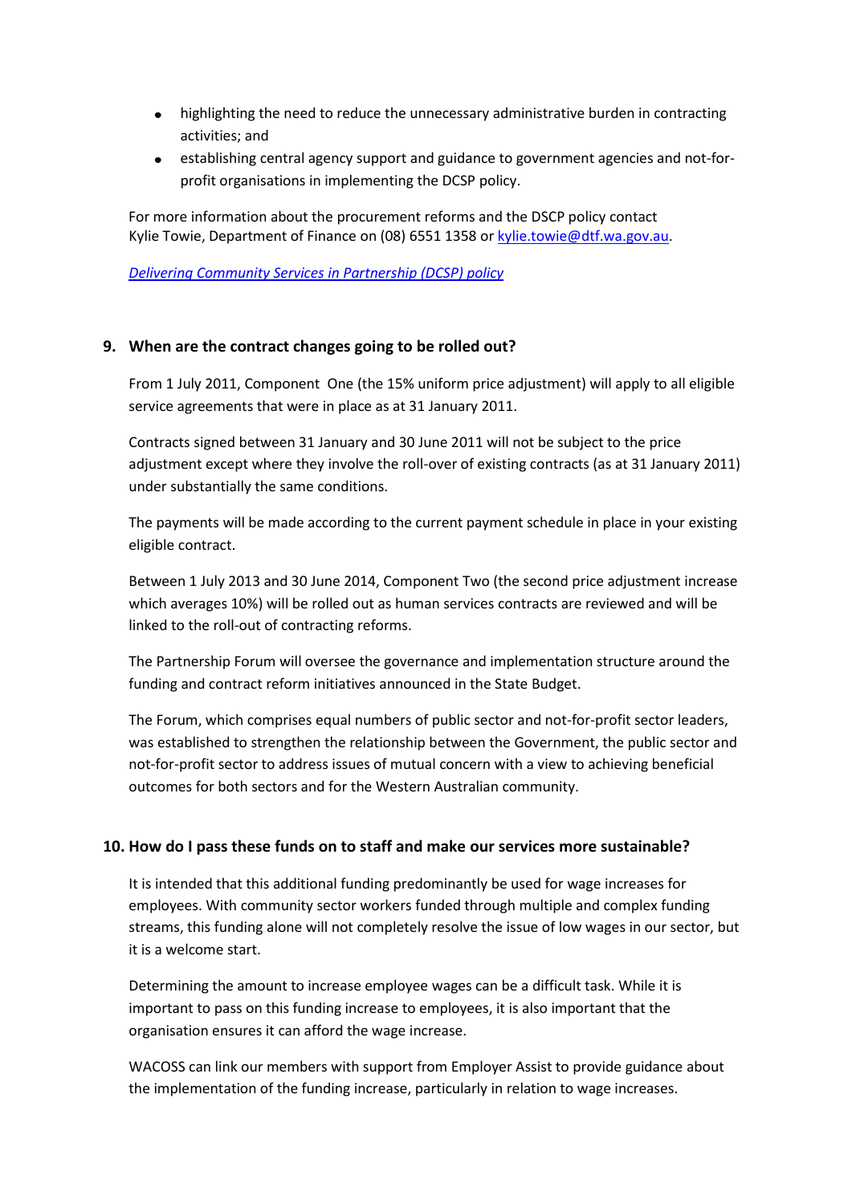- highlighting the need to reduce the unnecessary administrative burden in contracting activities; and
- establishing central agency support and guidance to government agencies and not-for-profit organisations in implementing the DCSP policy.

For more information about the procurement reforms and the DSCP policy contact Kylie Towie, Department of Finance on (08) 6551 1358 or [kylie.towie@dtf.wa.gov.au](mailto:kylie.towie@dtf.wa.gov.au).

*Delivering Community Services in Partnership (DCSP) policy*

## 9. When are the contract changes going to be rolled out?

From 1 July 2011, Component One (the 15% uniform price adjustment) will apply to all eligible service agreements that were in place as at 31 January 2011.

Contracts signed between 31 January and 30 June 2011 will not be subject to the price adjustment except where they involve the roll-over of existing contracts (as at 31 January 2011) under substantially the same conditions.

The payments will be made according to the current payment schedule in place in your existing eligible contract.

Between 1 July 2013 and 30 June 2014, Component Two (the second price adjustment increase which averages 10%) will be rolled out as human services contracts are reviewed and will be linked to the roll-out of contracting reforms.

The Partnership Forum will oversee the governance and implementation structure around the funding and contract reform initiatives announced in the State Budget.

The Forum, which comprises equal numbers of public sector and not-for-profit sector leaders, was established to strengthen the relationship between the Government, the public sector and not-for-profit sector to address issues of mutual concern with a view to achieving beneficial outcomes for both sectors and for the Western Australian community.

## 10. How do I pass these funds on to staff and make our services more sustainable?

It is intended that this additional funding predominantly be used for wage increases for employees. With community sector workers funded through multiple and complex funding streams, this funding alone will not completely resolve the issue of low wages in our sector, but it is a welcome start.

Determining the amount to increase employee wages can be a difficult task. While it is important to pass on this funding increase to employees, it is also important that the organisation ensures it can afford the wage increase.

WACOSS can link our members with support from Employer Assist to provide guidance about the implementation of the funding increase, particularly in relation to wage increases.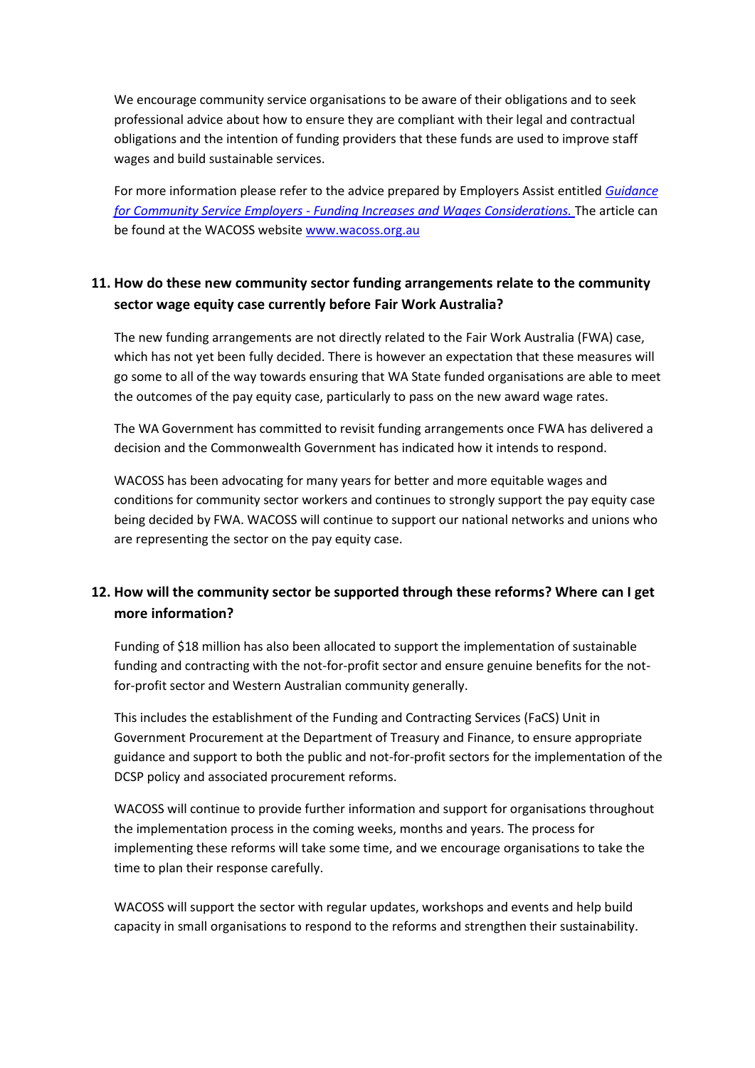We encourage community service organisations to be aware of their obligations and to seek professional advice about how to ensure they are compliant with their legal and contractual obligations and the intention of funding providers that these funds are used to improve staff wages and build sustainable services.

For more information please refer to the advice prepared by Employers Assist entitled *Guidance for Community Service Employers - Funding Increases and Wages Considerations.* The article can be found at the WACOSS website www.wacoss.org.au

## 11. How do these new community sector funding arrangements relate to the community sector wage equity case currently before Fair Work Australia?

The new funding arrangements are not directly related to the Fair Work Australia (FWA) case, which has not yet been fully decided. There is however an expectation that these measures will go some to all of the way towards ensuring that WA State funded organisations are able to meet the outcomes of the pay equity case, particularly to pass on the new award wage rates.

The WA Government has committed to revisit funding arrangements once FWA has delivered a decision and the Commonwealth Government has indicated how it intends to respond.

WACOSS has been advocating for many years for better and more equitable wages and conditions for community sector workers and continues to strongly support the pay equity case being decided by FWA. WACOSS will continue to support our national networks and unions who are representing the sector on the pay equity case.

## 12. How will the community sector be supported through these reforms? Where can I get more information?

Funding of $18 million has also been allocated to support the implementation of sustainable funding and contracting with the not-for-profit sector and ensure genuine benefits for the not-for-profit sector and Western Australian community generally.

This includes the establishment of the Funding and Contracting Services (FaCS) Unit in Government Procurement at the Department of Treasury and Finance, to ensure appropriate guidance and support to both the public and not-for-profit sectors for the implementation of the DCSP policy and associated procurement reforms.

WACOSS will continue to provide further information and support for organisations throughout the implementation process in the coming weeks, months and years. The process for implementing these reforms will take some time, and we encourage organisations to take the time to plan their response carefully.

WACOSS will support the sector with regular updates, workshops and events and help build capacity in small organisations to respond to the reforms and strengthen their sustainability.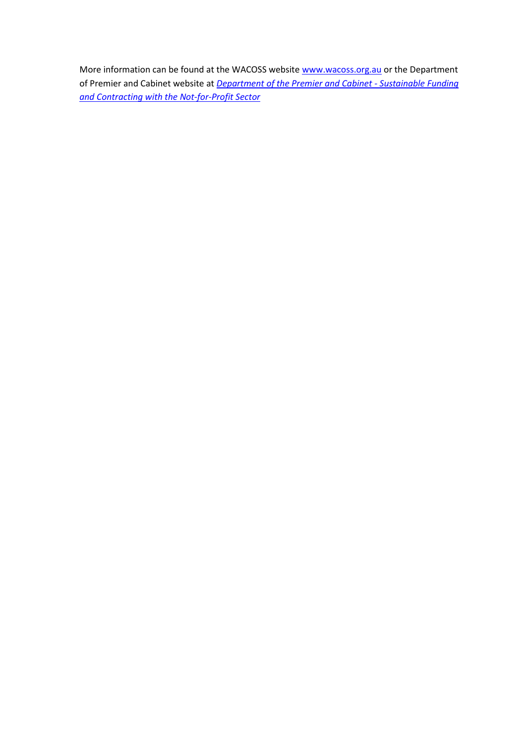More information can be found at the WACOSS website [www.wacoss.org.au](http://www.wacoss.org.au) or the Department of Premier and Cabinet website at *[Department of the Premier and Cabinet - Sustainable Funding and Contracting with the Not-for-Profit Sector]()*